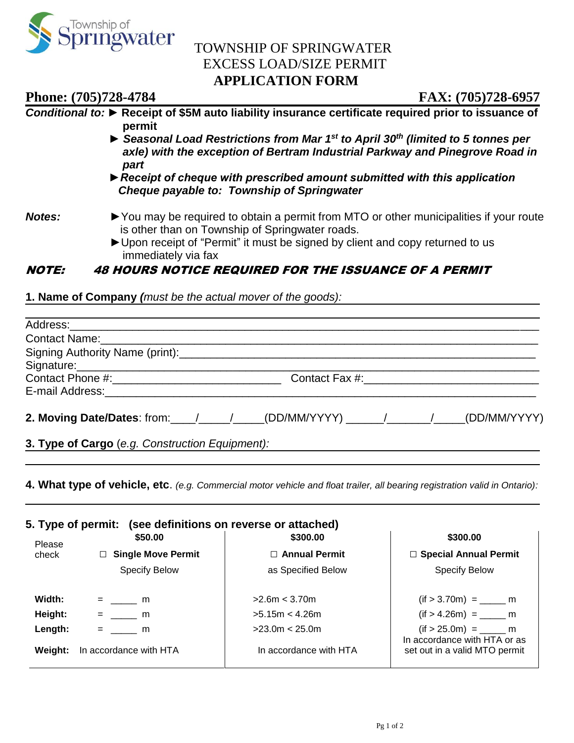Township of Springwater

# TOWNSHIP OF SPRINGWATER
# EXCESS LOAD/SIZE PERMIT
# APPLICATION FORM

**Phone: (705)728-4784** **FAX: (705)728-6957**

***Conditional to:*** ► **Receipt of $5M auto liability insurance certificate required prior to issuance of permit**

► ***Seasonal Load Restrictions from Mar 1st to April 30th (limited to 5 tonnes per axle) with the exception of Bertram Industrial Parkway and Pinegrove Road in part***

► ***Receipt of cheque with prescribed amount submitted with this application Cheque payable to: Township of Springwater***

***Notes:*** ► You may be required to obtain a permit from MTO or other municipalities if your route is other than on Township of Springwater roads.

► Upon receipt of "Permit" it must be signed by client and copy returned to us immediately via fax

***NOTE: 48 HOURS NOTICE REQUIRED FOR THE ISSUANCE OF A PERMIT***

**1. Name of Company *(****must be the actual mover of the goods):*

______________________________________________________________________

Address:______________________________________________________________

Contact Name:__________________________________________________________

Signing Authority Name (print):_____________________________________________

Signature:_____________________________________________________________

Contact Phone #:___________________________ Contact Fax #:___________________________

E-mail Address:_________________________________________________________

**2. Moving Date/Dates**: from:____/_____/_____(DD/MM/YYYY) ______/_______/_____(DD/MM/YYYY)

**3. Type of Cargo** (*e.g. Construction Equipment):* ______________________________

______________________________________________________________________

**4. What type of vehicle, etc**. *(e.g. Commercial motor vehicle and float trailer, all bearing registration valid in Ontario):*

______________________________________________________________________

**5. Type of permit: (see definitions on reverse or attached)**

| Please check | **$50.00**<br>☐ **Single Move Permit**<br>Specify Below | **$300.00**<br>☐ **Annual Permit**<br>as Specified Below | **$300.00**<br>☐ **Special Annual Permit**<br>Specify Below |
|---|---|---|---|
| **Width:** | = _____ m | >2.6m < 3.70m | (if > 3.70m) = _____ m |
| **Height:** | = _____ m | >5.15m < 4.26m | (if > 4.26m) = _____ m |
| **Length:** | = _____ m | >23.0m < 25.0m | (if > 25.0m) = _____ m |
| **Weight:** | In accordance with HTA | In accordance with HTA | In accordance with HTA or as set out in a valid MTO permit |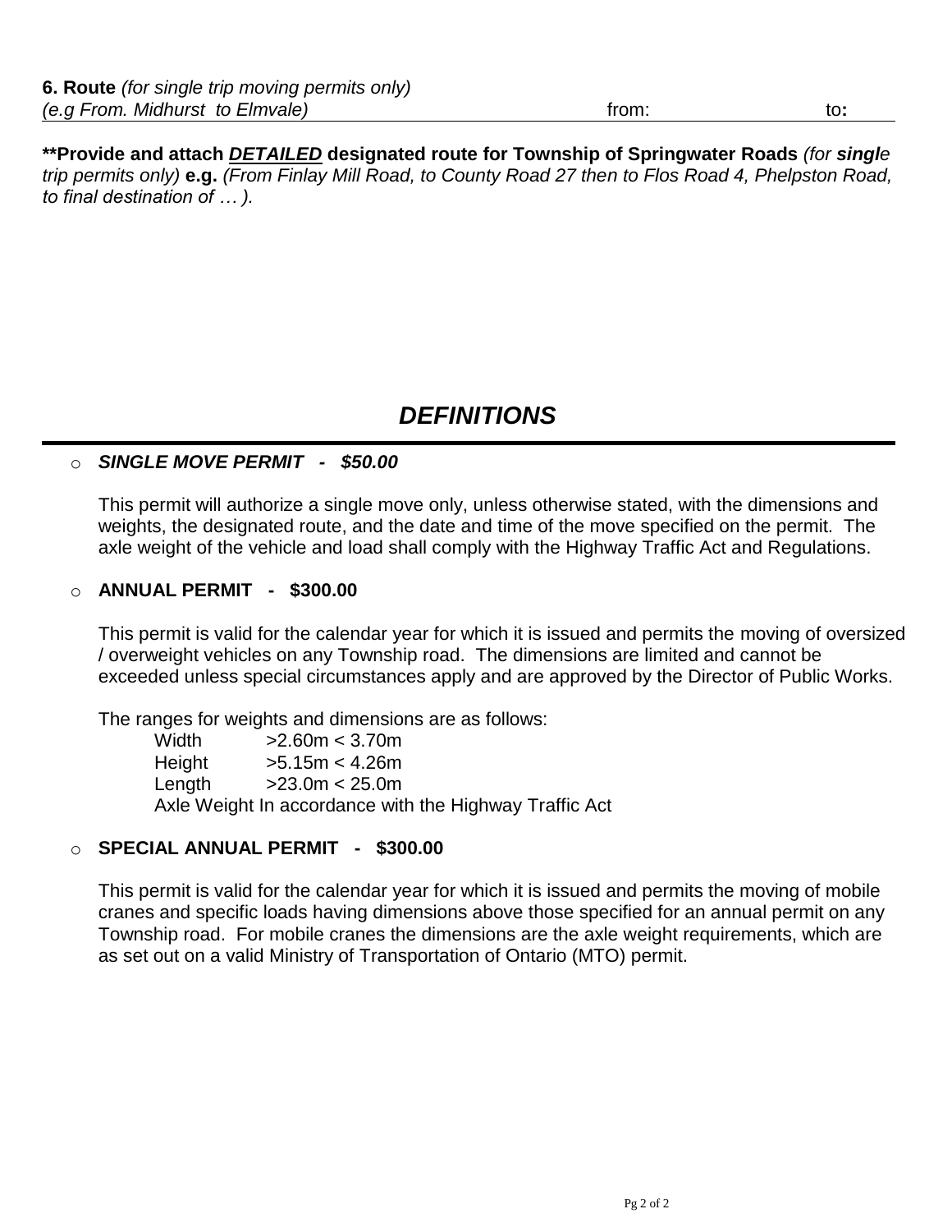**6. Route** *(for single trip moving permits only)*
*(e.g From. Midhurst to Elmvale)* from: to**:**

**\*\*Provide and attach *DETAILED* designated route for Township of Springwater Roads** *(for* ***singl****e trip permits only)* **e.g.** *(From Finlay Mill Road, to County Road 27 then to Flos Road 4, Phelpston Road, to final destination of … ).*

## *DEFINITIONS*

- ***SINGLE MOVE PERMIT - $50.00***

  This permit will authorize a single move only, unless otherwise stated, with the dimensions and weights, the designated route, and the date and time of the move specified on the permit. The axle weight of the vehicle and load shall comply with the Highway Traffic Act and Regulations.

- **ANNUAL PERMIT - $300.00**

  This permit is valid for the calendar year for which it is issued and permits the moving of oversized / overweight vehicles on any Township road. The dimensions are limited and cannot be exceeded unless special circumstances apply and are approved by the Director of Public Works.

  The ranges for weights and dimensions are as follows:

  | | |
  |---|---|
  | Width | >2.60m < 3.70m |
  | Height | >5.15m < 4.26m |
  | Length | >23.0m < 25.0m |

  Axle Weight In accordance with the Highway Traffic Act

- **SPECIAL ANNUAL PERMIT - $300.00**

  This permit is valid for the calendar year for which it is issued and permits the moving of mobile cranes and specific loads having dimensions above those specified for an annual permit on any Township road. For mobile cranes the dimensions are the axle weight requirements, which are as set out on a valid Ministry of Transportation of Ontario (MTO) permit.